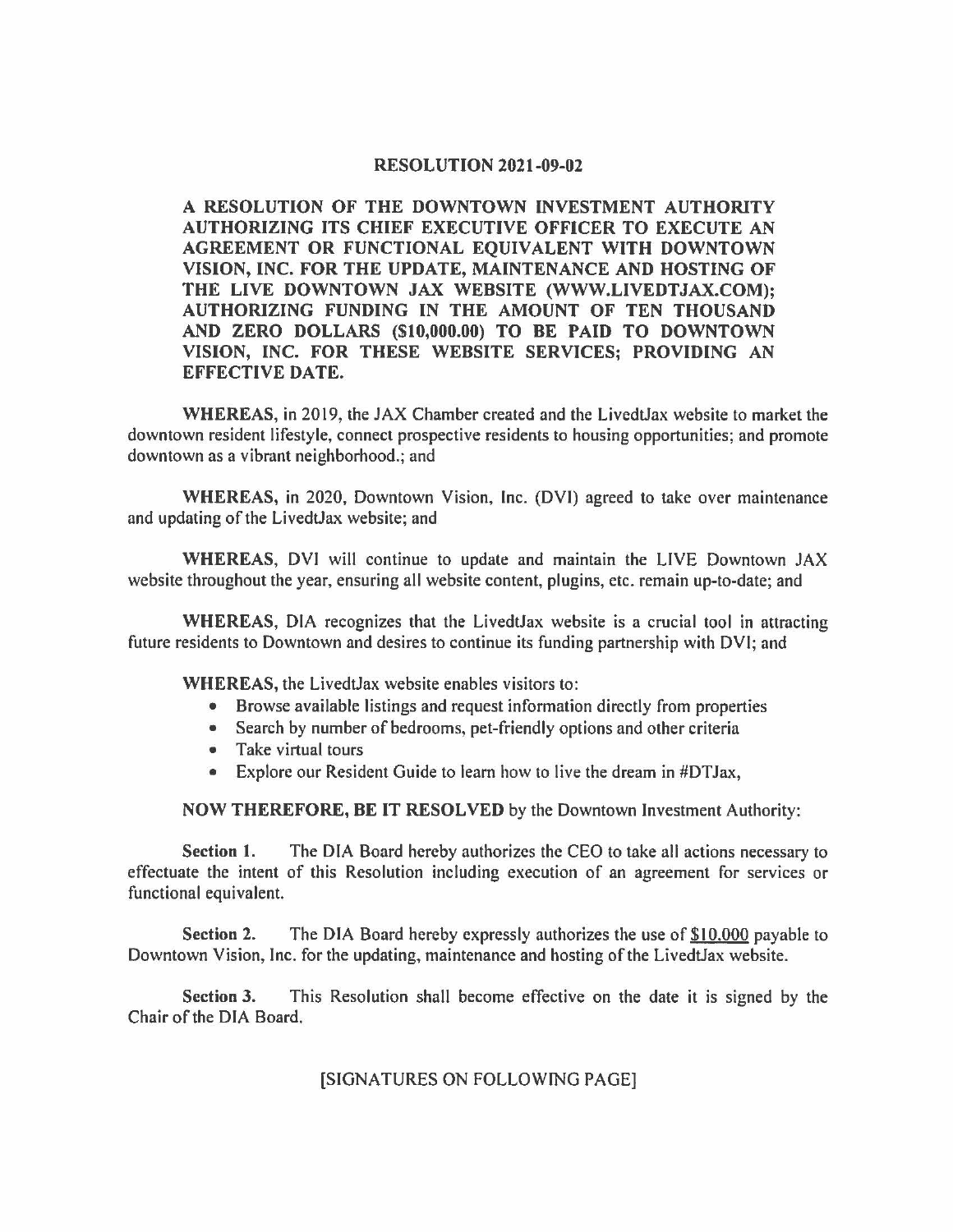# RESOLUTION 2021-09-02

**A RESOLUTION OF THE DOWNTOWN INVESTMENT AUTHORITY AUTHORIZING ITS CHIEF EXECUTIVE OFFICER TO EXECUTE AN AGREEMENT OR FUNCTIONAL EQUIVALENT WITH DOWNTOWN VISION, INC. FOR THE UPDATE, MAINTENANCE AND HOSTING OF THE LIVE DOWNTOWN JAX WEBSITE (WWW.LIVEDTJAX.COM); AUTHORIZING FUNDING IN THE AMOUNT OF TEN THOUSAND AND ZERO DOLLARS ($10,000.00) TO BE PAID TO DOWNTOWN VISION, INC. FOR THESE WEBSITE SERVICES; PROVIDING AN EFFECTIVE DATE.**

**WHEREAS,** in 2019, the JAX Chamber created and the LivedtJax website to market the downtown resident lifestyle, connect prospective residents to housing opportunities; and promote downtown as a vibrant neighborhood.; and

**WHEREAS,** in 2020, Downtown Vision, Inc. (DVI) agreed to take over maintenance and updating of the LivedtJax website; and

**WHEREAS,** DVI will continue to update and maintain the LIVE Downtown JAX website throughout the year, ensuring all website content, plugins, etc. remain up-to-date; and

**WHEREAS,** DIA recognizes that the LivedtJax website is a crucial tool in attracting future residents to Downtown and desires to continue its funding partnership with DVI; and

**WHEREAS,** the LivedtJax website enables visitors to:

- Browse available listings and request information directly from properties
- Search by number of bedrooms, pet-friendly options and other criteria
- Take virtual tours
- Explore our Resident Guide to learn how to live the dream in #DTJax,

**NOW THEREFORE, BE IT RESOLVED** by the Downtown Investment Authority:

**Section 1.** The DIA Board hereby authorizes the CEO to take all actions necessary to effectuate the intent of this Resolution including execution of an agreement for services or functional equivalent.

**Section 2.** The DIA Board hereby expressly authorizes the use of <u>$10,000</u> payable to Downtown Vision, Inc. for the updating, maintenance and hosting of the LivedtJax website.

**Section 3.** This Resolution shall become effective on the date it is signed by the Chair of the DIA Board.

[SIGNATURES ON FOLLOWING PAGE]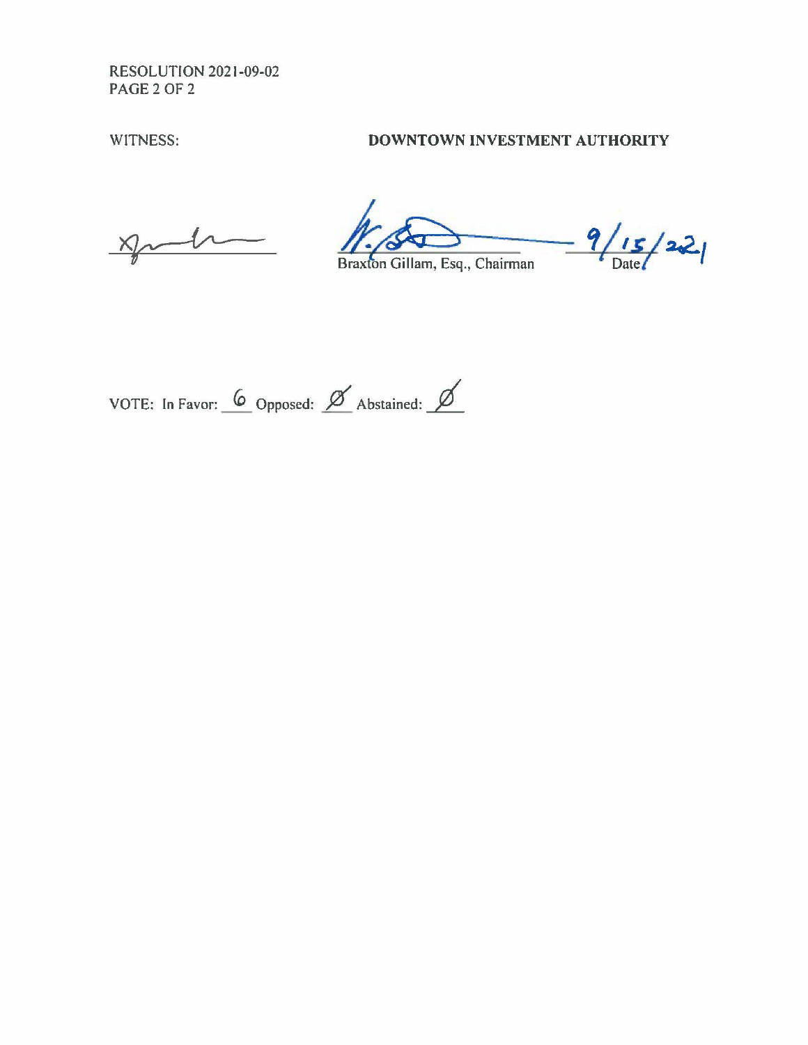RESOLUTION 2021-09-02

WITNESS: **DOWNTOWN INVESTMENT AUTHORITY**

_______________________ _______________________ 9/15/2021

Braxton Gillam, Esq., Chairman Date

VOTE: In Favor: 6 Opposed: Ø Abstained: Ø